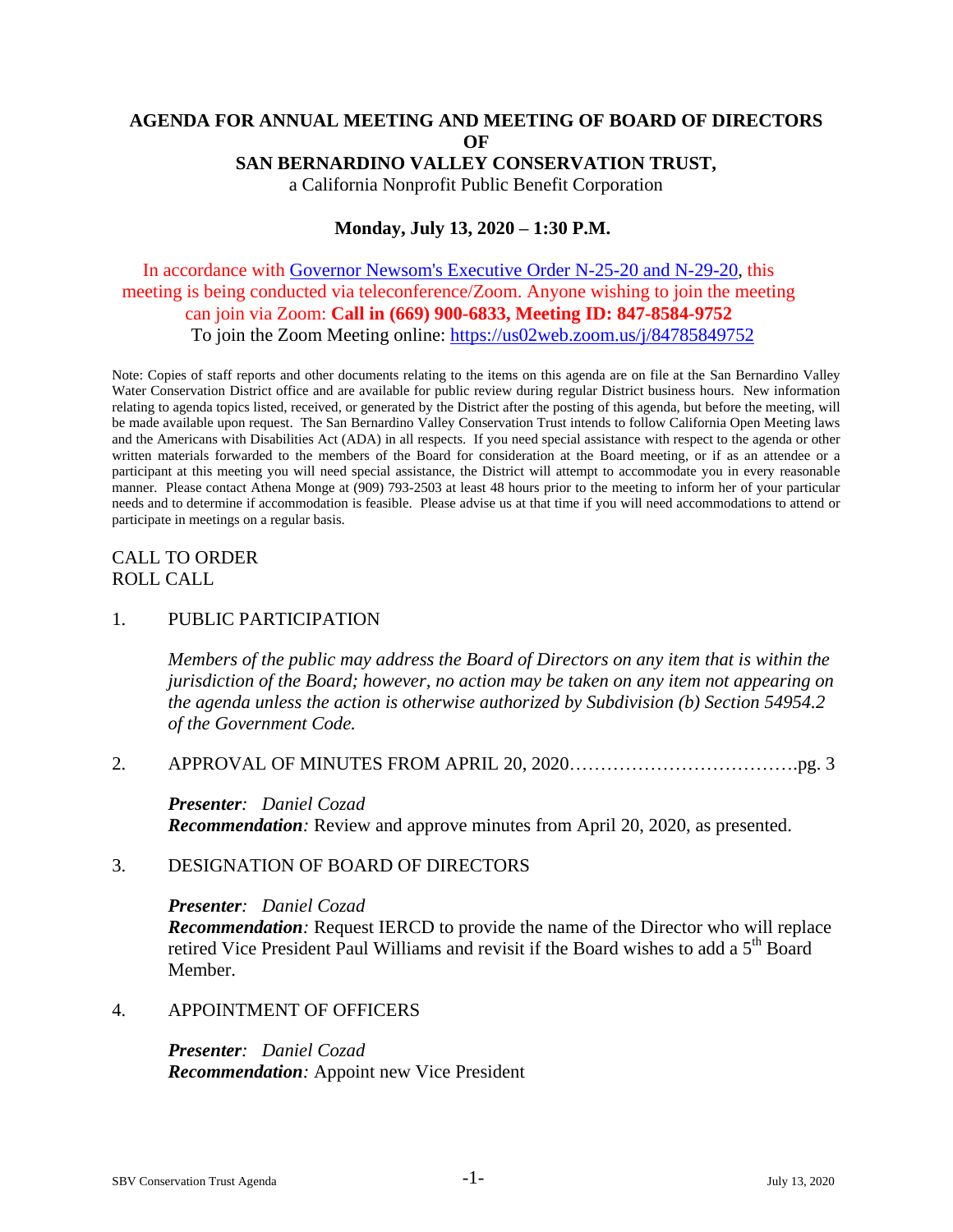# AGENDA FOR ANNUAL MEETING AND MEETING OF BOARD OF DIRECTORS OF SAN BERNARDINO VALLEY CONSERVATION TRUST,

a California Nonprofit Public Benefit Corporation

**Monday, July 13, 2020 – 1:30 P.M.**

In accordance with [Governor Newsom's Executive Order N-25-20 and N-29-20](), this meeting is being conducted via teleconference/Zoom. Anyone wishing to join the meeting can join via Zoom: **Call in (669) 900-6833, Meeting ID: 847-8584-9752**
To join the Zoom Meeting online: https://us02web.zoom.us/j/84785849752

Note: Copies of staff reports and other documents relating to the items on this agenda are on file at the San Bernardino Valley Water Conservation District office and are available for public review during regular District business hours. New information relating to agenda topics listed, received, or generated by the District after the posting of this agenda, but before the meeting, will be made available upon request. The San Bernardino Valley Conservation Trust intends to follow California Open Meeting laws and the Americans with Disabilities Act (ADA) in all respects. If you need special assistance with respect to the agenda or other written materials forwarded to the members of the Board for consideration at the Board meeting, or if as an attendee or a participant at this meeting you will need special assistance, the District will attempt to accommodate you in every reasonable manner. Please contact Athena Monge at (909) 793-2503 at least 48 hours prior to the meeting to inform her of your particular needs and to determine if accommodation is feasible. Please advise us at that time if you will need accommodations to attend or participate in meetings on a regular basis.

CALL TO ORDER
ROLL CALL

1. PUBLIC PARTICIPATION

   *Members of the public may address the Board of Directors on any item that is within the jurisdiction of the Board; however, no action may be taken on any item not appearing on the agenda unless the action is otherwise authorized by Subdivision (b) Section 54954.2 of the Government Code.*

2. APPROVAL OF MINUTES FROM APRIL 20, 2020……………………………….pg. 3

   ***Presenter**: Daniel Cozad*
   ***Recommendation**:* Review and approve minutes from April 20, 2020, as presented.

3. DESIGNATION OF BOARD OF DIRECTORS

   ***Presenter**: Daniel Cozad*
   ***Recommendation**:* Request IERCD to provide the name of the Director who will replace retired Vice President Paul Williams and revisit if the Board wishes to add a 5th Board Member.

4. APPOINTMENT OF OFFICERS

   ***Presenter**: Daniel Cozad*
   ***Recommendation**:* Appoint new Vice President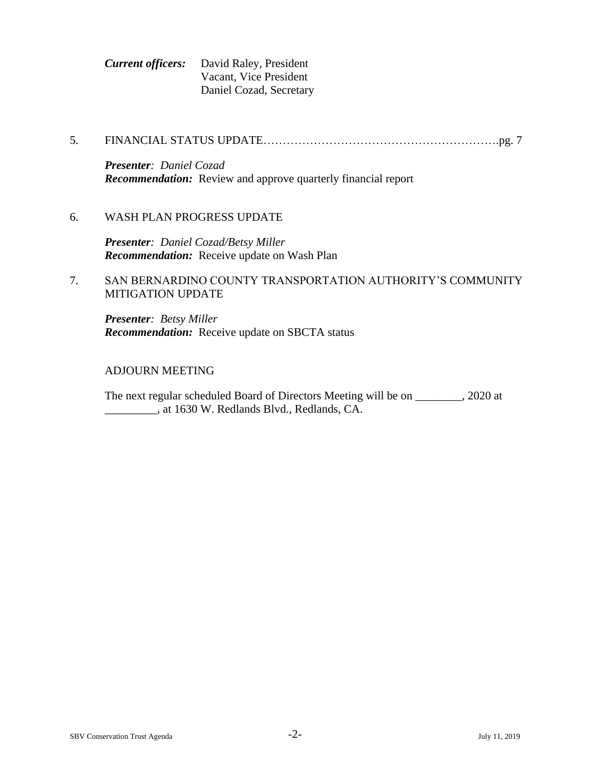***Current officers:*** David Raley, President
Vacant, Vice President
Daniel Cozad, Secretary

5. FINANCIAL STATUS UPDATE……………………………………………………pg. 7

   ***Presenter**: Daniel Cozad*
   ***Recommendation:*** Review and approve quarterly financial report

6. WASH PLAN PROGRESS UPDATE

   ***Presenter**: Daniel Cozad/Betsy Miller*
   ***Recommendation:*** Receive update on Wash Plan

7. SAN BERNARDINO COUNTY TRANSPORTATION AUTHORITY'S COMMUNITY MITIGATION UPDATE

   ***Presenter**: Betsy Miller*
   ***Recommendation:*** Receive update on SBCTA status

ADJOURN MEETING

The next regular scheduled Board of Directors Meeting will be on ________, 2020 at _________, at 1630 W. Redlands Blvd., Redlands, CA.